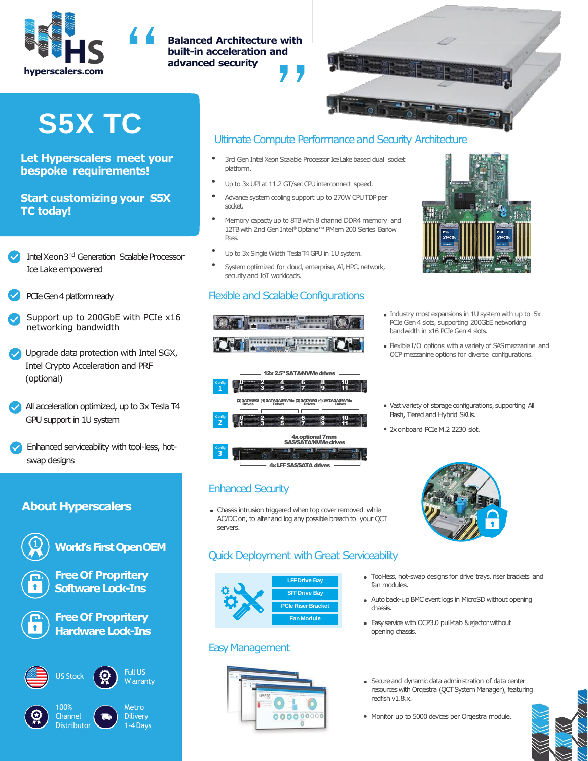hyperscalers.com

**Balanced Architecture with built-in acceleration and advanced security**

# S5X TC

**Let Hyperscalers meet your bespoke requirements!**

**Start customizing your S5X TC today!**

- Intel Xeon 3rd Generation Scalable Processor Ice Lake empowered
- PCIe Gen 4 platform ready
- Support up to 200GbE with PCIe x16 networking bandwidth
- Upgrade data protection with Intel SGX, Intel Crypto Acceleration and PRF (optional)
- All acceleration optimized, up to 3x Tesla T4 GPU support in 1U system
- Enhanced serviceability with tool-less, hot-swap designs

## About Hyperscalers

- World's First Open OEM
- Free Of Propritery Software Lock-Ins
- Free Of Propritery Hardware Lock-Ins
- US Stock
- Full US Warranty
- 100% Channel Distributor
- Metro Dilivery 1-4 Days

## Ultimate Compute Performance and Security Architecture

- 3rd Gen Intel Xeon Scalable Processor Ice Lake based dual socket platform.
- Up to 3x UPI at 11.2 GT/sec CPU interconnect speed.
- Advance system cooling support up to 270W CPU TDP per socket.
- Memory capacity up to 8TB with 8 channel DDR4 memory and 12TB with 2nd Gen Intel® Optane™ PMem 200 Series Barlow Pass.
- Up to 3x Single Width Tesla T4 GPU in 1U system.
- System optimized for cloud, enterprise, AI, HPC, network, security and IoT workloads.

## Flexible and Scalable Configurations

Config 1: 12x 2.5" SATA/NVMe drives

Config 2: (2) SATA/SAS Drives, (4) SATA/SAS/NVMe Drives, (2) SATA/SAS Drives, (4) SATA/SAS/NVMe Drives

Config 3: 4x optional 7mm SAS/SATA/NVMe drives; 4x LFF SAS/SATA drives

- Industry most expansions in 1U system with up to 5x PCIe Gen 4 slots, supporting 200GbE networking bandwidth in x16 PCIe Gen 4 slots.
- Flexible I/O options with a variety of SAS mezzanine and OCP mezzanine options for diverse configurations.
- Vast variety of storage configurations, supporting All Flash, Tiered and Hybrid SKUs.
- 2x onboard PCIe M.2 2230 slot.

## Enhanced Security

- Chassis intrusion triggered when top cover removed while AC/DC on, to alter and log any possible breach to your QCT servers.

## Quick Deployment with Great Serviceability

LFF Drive Bay | SFF Drive Bay | PCIe Riser Bracket | Fan Module

- Tool-less, hot-swap designs for drive trays, riser brackets and fan modules.
- Auto back-up BMC event logs in MicroSD without opening chassis.
- Easy service with OCP3.0 pull-tab & ejector without opening chassis.

## Easy Management

- Secure and dynamic data administration of data center resources with Orqestra (QCT System Manager), featuring redfish v1.8.x.
- Monitor up to 5000 devices per Orqestra module.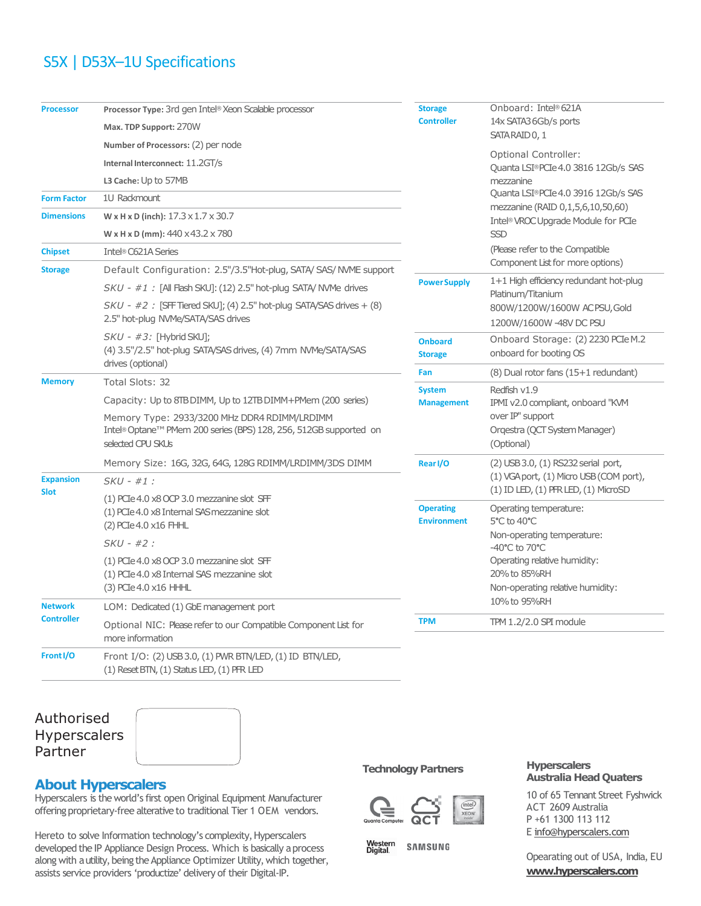## S5X | D53X–1U Specifications

| | |
|---|---|
| **Processor** | **Processor Type:** 3rd gen Intel® Xeon Scalable processor<br>**Max. TDP Support:** 270W<br>**Number of Processors:** (2) per node<br>**Internal Interconnect:** 11.2GT/s<br>**L3 Cache:** Up to 57MB |
| **Form Factor** | 1U Rackmount |
| **Dimensions** | **W x H x D (inch):** 17.3 x 1.7 x 30.7<br>**W x H x D (mm):** 440 x 43.2 x 780 |
| **Chipset** | Intel® C621A Series |
| **Storage** | Default Configuration: 2.5"/3.5"Hot-plug, SATA/ SAS/ NVME support<br>*SKU - #1 :* [All Flash SKU]: (12) 2.5" hot-plug SATA/ NVMe drives<br>*SKU - #2 :* [SFF Tiered SKU]; (4) 2.5" hot-plug SATA/SAS drives + (8) 2.5" hot-plug NVMe/SATA/SAS drives<br>*SKU - #3:* [Hybrid SKU];<br>(4) 3.5"/2.5" hot-plug SATA/SAS drives, (4) 7mm NVMe/SATA/SAS drives (optional) |
| **Memory** | Total Slots: 32<br>Capacity: Up to 8TB DIMM, Up to 12TB DIMM+PMem (200 series)<br>Memory Type: 2933/3200 MHz DDR4 RDIMM/LRDIMM<br>Intel® Optane™ PMem 200 series (BPS) 128, 256, 512GB supported on selected CPU SKUs<br>Memory Size: 16G, 32G, 64G, 128G RDIMM/LRDIMM/3DS DIMM |
| **Expansion Slot** | *SKU - #1 :*<br>(1) PCIe 4.0 x8 OCP 3.0 mezzanine slot SFF<br>(1) PCIe 4.0 x8 Internal SAS mezzanine slot<br>(2) PCIe 4.0 x16 FHHL<br>*SKU - #2 :*<br>(1) PCIe 4.0 x8 OCP 3.0 mezzanine slot SFF<br>(1) PCIe 4.0 x8 Internal SAS mezzanine slot<br>(3) PCIe 4.0 x16 HHHL |
| **Network Controller** | LOM: Dedicated (1) GbE management port<br>Optional NIC: Please refer to our Compatible Component List for more information |
| **Front I/O** | Front I/O: (2) USB 3.0, (1) PWR BTN/LED, (1) ID BTN/LED, (1) Reset BTN, (1) Status LED, (1) PFR LED |
| **Storage Controller** | Onboard: Intel® 621A<br>14x SATA3 6Gb/s ports<br>SATA RAID 0, 1<br>Optional Controller:<br>Quanta LSI® PCIe 4.0 3816 12Gb/s SAS mezzanine<br>Quanta LSI® PCIe 4.0 3916 12Gb/s SAS mezzanine (RAID 0,1,5,6,10,50,60)<br>Intel® VROC Upgrade Module for PCIe SSD<br>(Please refer to the Compatible Component List for more options) |
| **Power Supply** | 1+1 High efficiency redundant hot-plug Platinum/Titanium<br>800W/1200W/1600W AC PSU, Gold<br>1200W/1600W -48V DC PSU |
| **Onboard Storage** | Onboard Storage: (2) 2230 PCIe M.2 onboard for booting OS |
| **Fan** | (8) Dual rotor fans (15+1 redundant) |
| **System Management** | Redfish v1.9<br>IPMI v2.0 compliant, onboard "KVM over IP" support<br>Orqestra (QCT System Manager) (Optional) |
| **Rear I/O** | (2) USB 3.0, (1) RS232 serial port, (1) VGA port, (1) Micro USB (COM port), (1) ID LED, (1) PFR LED, (1) MicroSD |
| **Operating Environment** | Operating temperature:<br>5°C to 40°C<br>Non-operating temperature:<br>-40°C to 70°C<br>Operating relative humidity:<br>20% to 85%RH<br>Non-operating relative humidity:<br>10% to 95%RH |
| **TPM** | TPM 1.2/2.0 SPI module |

Authorised Hyperscalers Partner

## About Hyperscalers

Hyperscalers is the world's first open Original Equipment Manufacturer offering proprietary-free alterative to traditional Tier 1 OEM vendors.

Hereto to solve Information technology's complexity, Hyperscalers developed the IP Appliance Design Process. Which is basically a process along with a utility, being the Appliance Optimizer Utility, which together, assists service providers 'productize' delivery of their Digital-IP.

**Technology Partners**

Quanta Computer, QCT, Intel Xeon, Western Digital, Samsung

**Hyperscalers Australia Head Quaters**

10 of 65 Tennant Street Fyshwick
ACT 2609 Australia
P +61 1300 113 112
E info@hyperscalers.com

Opearting out of USA, India, EU
**www.hyperscalers.com**